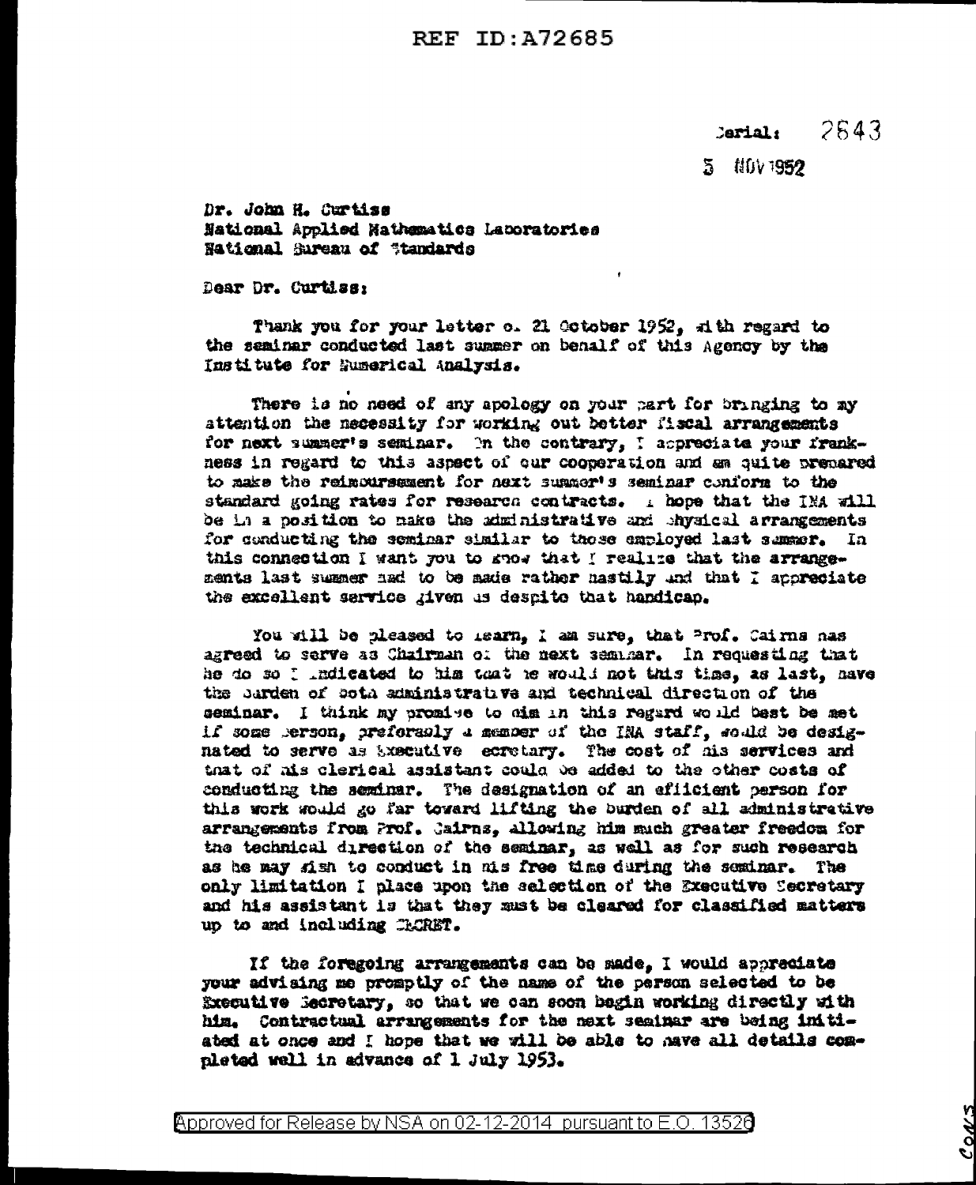Serial: 2843

5 NOV 1952

Dr. John H. Curtiss
National Applied Mathematics Laboratories
National Bureau of Standards

Dear Dr. Curtiss:

Thank you for your letter of 21 October 1952, with regard to the seminar conducted last summer on behalf of this Agency by the Institute for Numerical Analysis.

There is no need of any apology on your part for bringing to my attention the necessity for working out better fiscal arrangements for next summer's seminar. On the contrary, I appreciate your frankness in regard to this aspect of our cooperation and am quite prepared to make the reimbursement for next summer's seminar conform to the standard going rates for research contracts. I hope that the INA will be in a position to make the administrative and physical arrangements for conducting the seminar similar to those employed last summer. In this connection I want you to know that I realize that the arrangements last summer had to be made rather hastily and that I appreciate the excellent service given us despite that handicap.

You will be pleased to learn, I am sure, that Prof. Cairns has agreed to serve as Chairman of the next seminar. In requesting that he do so I indicated to him that he would not this time, as last, have the burden of both administrative and technical direction of the seminar. I think my promise to him in this regard would best be met if some person, preferably a member of the INA staff, would be designated to serve as Executive Secretary. The cost of his services and that of his clerical assistant could be added to the other costs of conducting the seminar. The designation of an efficient person for this work would go far toward lifting the burden of all administrative arrangements from Prof. Cairns, allowing him much greater freedom for the technical direction of the seminar, as well as for such research as he may wish to conduct in his free time during the seminar. The only limitation I place upon the selection of the Executive Secretary and his assistant is that they must be cleared for classified matters up to and including SECRET.

If the foregoing arrangements can be made, I would appreciate your advising me promptly of the name of the person selected to be Executive Secretary, so that we can soon begin working directly with him. Contractual arrangements for the next seminar are being initiated at once and I hope that we will be able to have all details completed well in advance of 1 July 1953.

CONS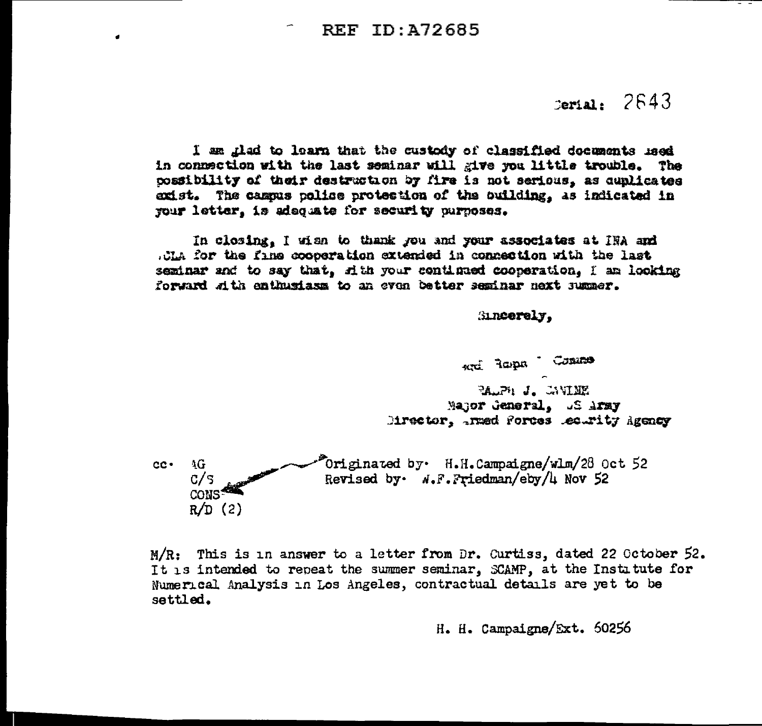REF ID:A72685

Serial: 2643

I am glad to learn that the custody of classified documents used in connection with the last seminar will give you little trouble. The possibility of their destruction by fire is not serious, as duplicates exist. The campus police protection of the building, as indicated in your letter, is adequate for security purposes.

In closing, I wish to thank you and your associates at INA and UCLA for the fine cooperation extended in connection with the last seminar and to say that, with your continued cooperation, I am looking forward with enthusiasm to an even better seminar next summer.

Sincerely,

sgd Ralph J Canine

RALPH J. CANINE
Major General, US Army
Director, Armed Forces Security Agency

cc: AG
C/S
CONS
R/D (2)

Originated by: H.H.Campaigne/wlm/28 Oct 52
Revised by: W.F.Friedman/eby/4 Nov 52

M/R: This is in answer to a letter from Dr. Curtiss, dated 22 October 52. It is intended to repeat the summer seminar, SCAMP, at the Institute for Numerical Analysis in Los Angeles, contractual details are yet to be settled.

H. H. Campaigne/Ext. 60256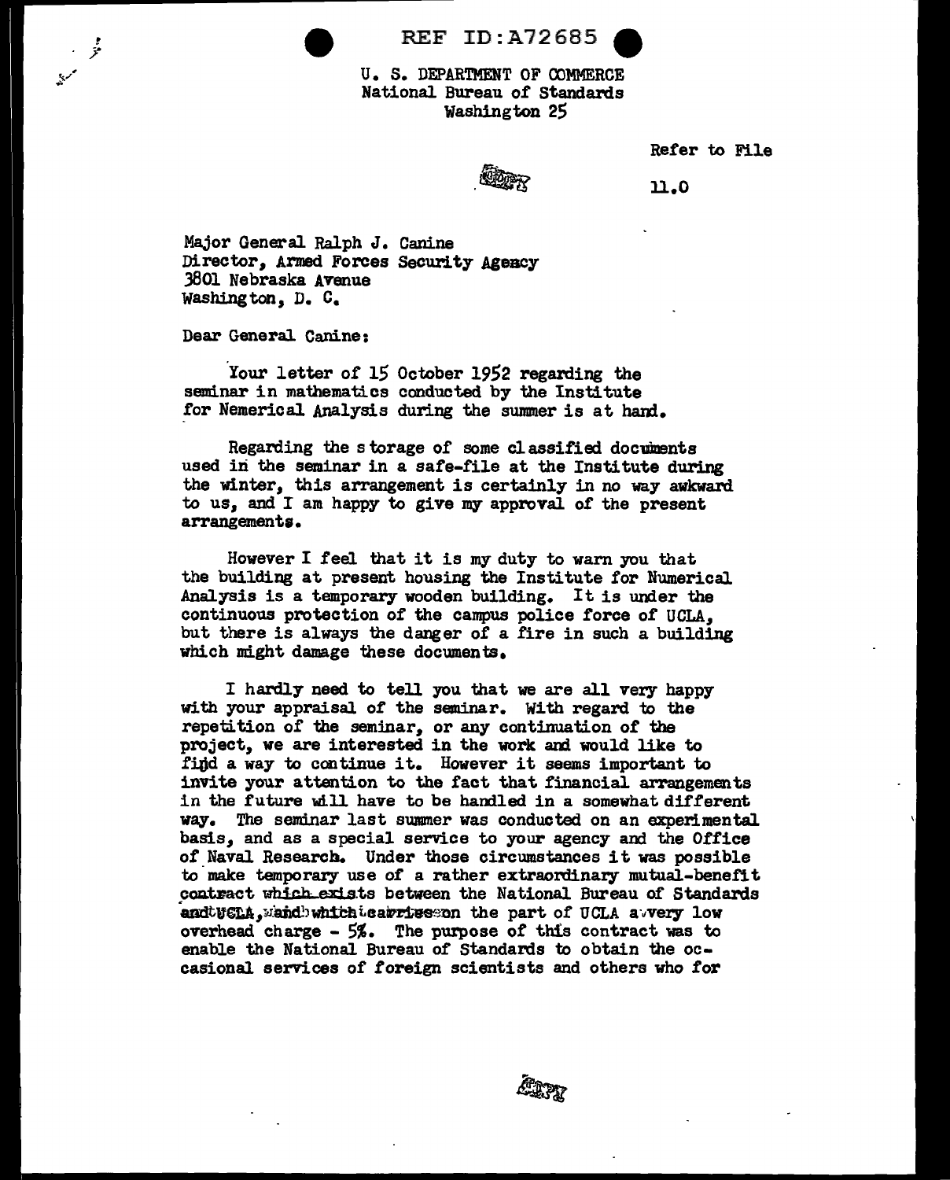REF ID:A72685

U. S. DEPARTMENT OF COMMERCE
National Bureau of Standards
Washington 25

Refer to File

11.0

Major General Ralph J. Canine
Director, Armed Forces Security Agency
3801 Nebraska Avenue
Washington, D. C.

Dear General Canine:

Your letter of 15 October 1952 regarding the seminar in mathematics conducted by the Institute for Nemerical Analysis during the summer is at hand.

Regarding the storage of some classified documents used in the seminar in a safe-file at the Institute during the winter, this arrangement is certainly in no way awkward to us, and I am happy to give my approval of the present arrangements.

However I feel that it is my duty to warn you that the building at present housing the Institute for Numerical Analysis is a temporary wooden building. It is under the continuous protection of the campus police force of UCLA, but there is always the danger of a fire in such a building which might damage these documents.

I hardly need to tell you that we are all very happy with your appraisal of the seminar. With regard to the repetition of the seminar, or any continuation of the project, we are interested in the work and would like to find a way to continue it. However it seems important to invite your attention to the fact that financial arrangements in the future will have to be handled in a somewhat different way. The seminar last summer was conducted on an experimental basis, and as a special service to your agency and the Office of Naval Research. Under those circumstances it was possible to make temporary use of a rather extraordinary mutual-benefit contract which exists between the National Bureau of Standards and UCLA, and which carries on the part of UCLA a very low overhead charge - 5%. The purpose of this contract was to enable the National Bureau of Standards to obtain the occasional services of foreign scientists and others who for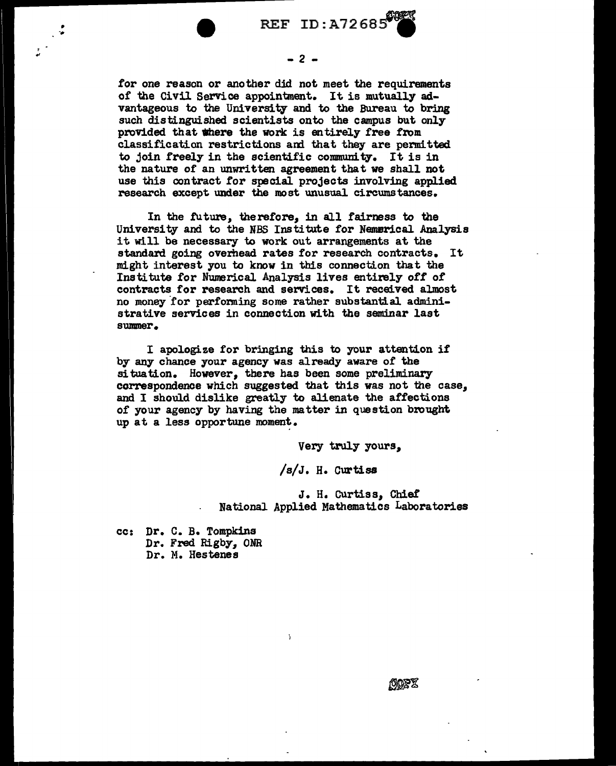for one reason or another did not meet the requirements of the Civil Service appointment. It is mutually advantageous to the University and to the Bureau to bring such distinguished scientists onto the campus but only provided that where the work is entirely free from classification restrictions and that they are permitted to join freely in the scientific community. It is in the nature of an unwritten agreement that we shall not use this contract for special projects involving applied research except under the most unusual circumstances.

In the future, therefore, in all fairness to the University and to the NBS Institute for Nemerical Analysis it will be necessary to work out arrangements at the standard going overhead rates for research contracts. It might interest you to know in this connection that the Institute for Numerical Analysis lives entirely off of contracts for research and services. It received almost no money for performing some rather substantial administrative services in connection with the seminar last summer.

I apologize for bringing this to your attention if by any chance your agency was already aware of the situation. However, there has been some preliminary correspondence which suggested that this was not the case, and I should dislike greatly to alienate the affections of your agency by having the matter in question brought up at a less opportune moment.

Very truly yours,

/s/J. H. Curtiss

J. H. Curtiss, Chief
National Applied Mathematics Laboratories

cc: Dr. C. B. Tompkins
Dr. Fred Rigby, ONR
Dr. M. Hestenes

COPY